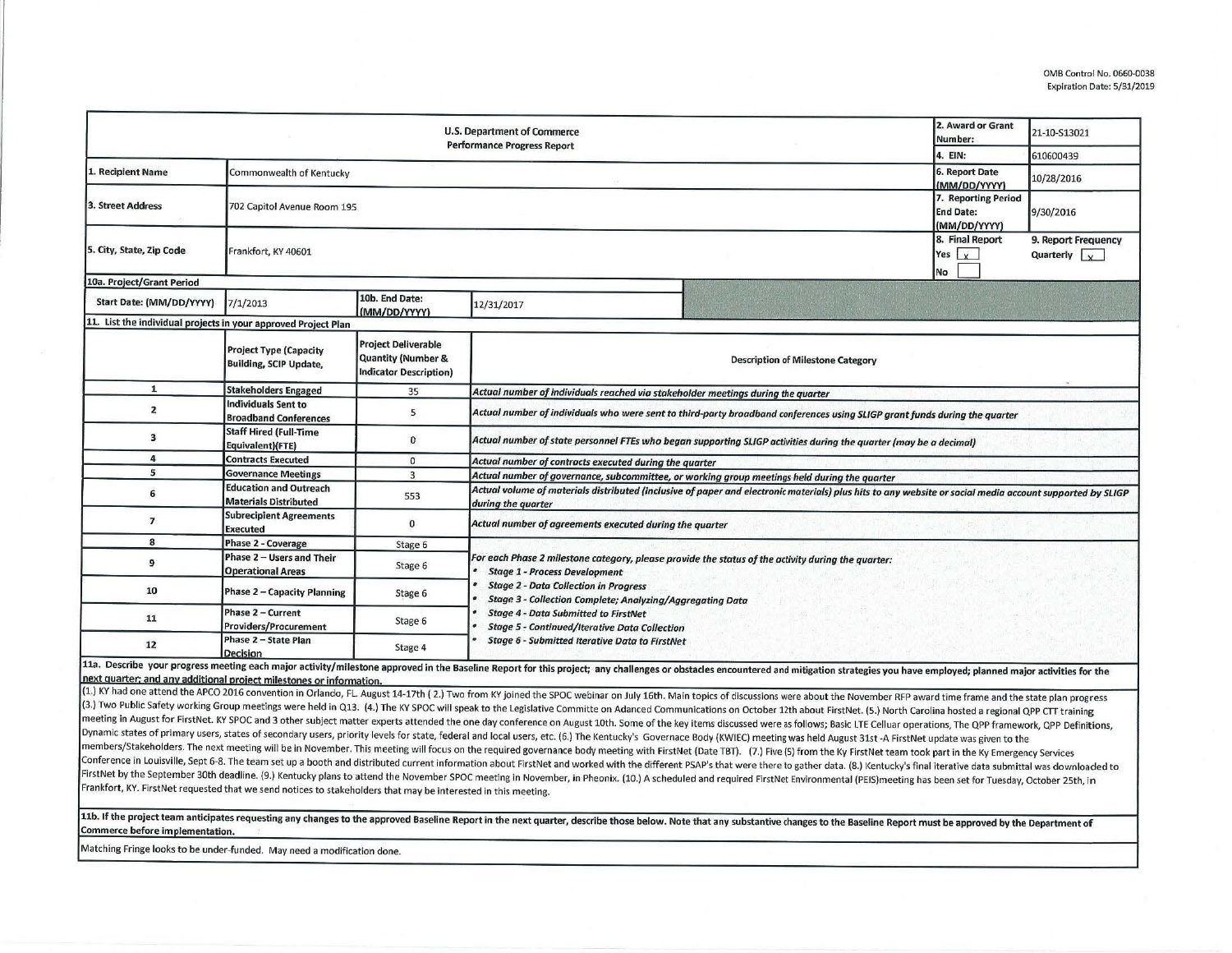OMB Control No. 0660-0038
Expiration Date: 5/31/2019

| U.S. Department of Commerce Performance Progress Report | | 2. Award or Grant Number: | 21-10-S13021 |
|---|---|---|---|
| | | 4. EIN: | 610600439 |
| 1. Recipient Name | Commonwealth of Kentucky | 6. Report Date (MM/DD/YYYY) | 10/28/2016 |
| 3. Street Address | 702 Capitol Avenue Room 195 | 7. Reporting Period End Date: (MM/DD/YYYY) | 9/30/2016 |
| 5. City, State, Zip Code | Frankfort, KY 40601 | 8. Final Report Yes [x] No [ ] | 9. Report Frequency Quarterly [x] |

**10a. Project/Grant Period**

| Start Date: (MM/DD/YYYY) | 7/1/2013 | 10b. End Date: (MM/DD/YYYY) | 12/31/2017 |
|---|---|---|---|

**11. List the individual projects in your approved Project Plan**

| | Project Type (Capacity Building, SCIP Update, | Project Deliverable Quantity (Number & Indicator Description) | Description of Milestone Category |
|---|---|---|---|
| 1 | Stakeholders Engaged | 35 | *Actual number of individuals reached via stakeholder meetings during the quarter* |
| 2 | Individuals Sent to Broadband Conferences | 5 | *Actual number of individuals who were sent to third-party broadband conferences using SLIGP grant funds during the quarter* |
| 3 | Staff Hired (Full-Time Equivalent)(FTE) | 0 | *Actual number of state personnel FTEs who began supporting SLIGP activities during the quarter (may be a decimal)* |
| 4 | Contracts Executed | 0 | *Actual number of contracts executed during the quarter* |
| 5 | Governance Meetings | 3 | *Actual number of governance, subcommittee, or working group meetings held during the quarter* |
| 6 | Education and Outreach Materials Distributed | 553 | *Actual volume of materials distributed (inclusive of paper and electronic materials) plus hits to any website or social media account supported by SLIGP during the quarter* |
| 7 | Subrecipient Agreements Executed | 0 | *Actual number of agreements executed during the quarter* |
| 8 | Phase 2 - Coverage | Stage 6 | *For each Phase 2 milestone category, please provide the status of the activity during the quarter:* |
| 9 | Phase 2 – Users and Their Operational Areas | Stage 6 | • *Stage 1 - Process Development* • *Stage 2 - Data Collection in Progress* |
| 10 | Phase 2 – Capacity Planning | Stage 6 | • *Stage 3 - Collection Complete; Analyzing/Aggregating Data* • *Stage 4 - Data Submitted to FirstNet* |
| 11 | Phase 2 – Current Providers/Procurement | Stage 6 | • *Stage 5 - Continued/Iterative Data Collection* |
| 12 | Phase 2 – State Plan Decision | Stage 4 | • *Stage 6 - Submitted Iterative Data to FirstNet* |

**11a. Describe your progress meeting each major activity/milestone approved in the Baseline Report for this project; any challenges or obstacles encountered and mitigation strategies you have employed; planned major activities for the next quarter; and any additional project milestones or information.**

(1.) KY had one attend the APCO 2016 convention in Orlando, FL. August 14-17th ( 2.) Two from KY joined the SPOC webinar on July 16th. Main topics of discussions were about the November RFP award time frame and the state plan progress (3.) Two Public Safety working Group meetings were held in Q13. (4.) The KY SPOC will speak to the Legislative Committe on Adanced Communications on October 12th about FirstNet. (5.) North Carolina hosted a regional QPP CTT training meeting in August for FirstNet. KY SPOC and 3 other subject matter experts attended the one day conference on August 10th. Some of the key items discussed were as follows; Basic LTE Celluar operations, The QPP framework, QPP Definitions, Dynamic states of primary users, states of secondary users, priority levels for state, federal and local users, etc. (6.) The Kentucky's Governace Body (KWIEC) meeting was held August 31st -A FirstNet update was given to the members/Stakeholders. The next meeting will be in November. This meeting will focus on the required governance body meeting with FirstNet (Date TBT). (7.) Five (5) from the Ky FirstNet team took part in the Ky Emergency Services Conference in Louisville, Sept 6-8. The team set up a booth and distributed current information about FirstNet and worked with the different PSAP's that were there to gather data. (8.) Kentucky's final iterative data submittal was downloaded to FirstNet by the September 30th deadline. (9.) Kentucky plans to attend the November SPOC meeting in November, in Pheonix. (10.) A scheduled and required FirstNet Environmental (PEIS)meeting has been set for Tuesday, October 25th, in Frankfort, KY. FirstNet requested that we send notices to stakeholders that may be interested in this meeting.

**11b. If the project team anticipates requesting any changes to the approved Baseline Report in the next quarter, describe those below. Note that any substantive changes to the Baseline Report must be approved by the Department of Commerce before implementation.**

Matching Fringe looks to be under-funded. May need a modification done.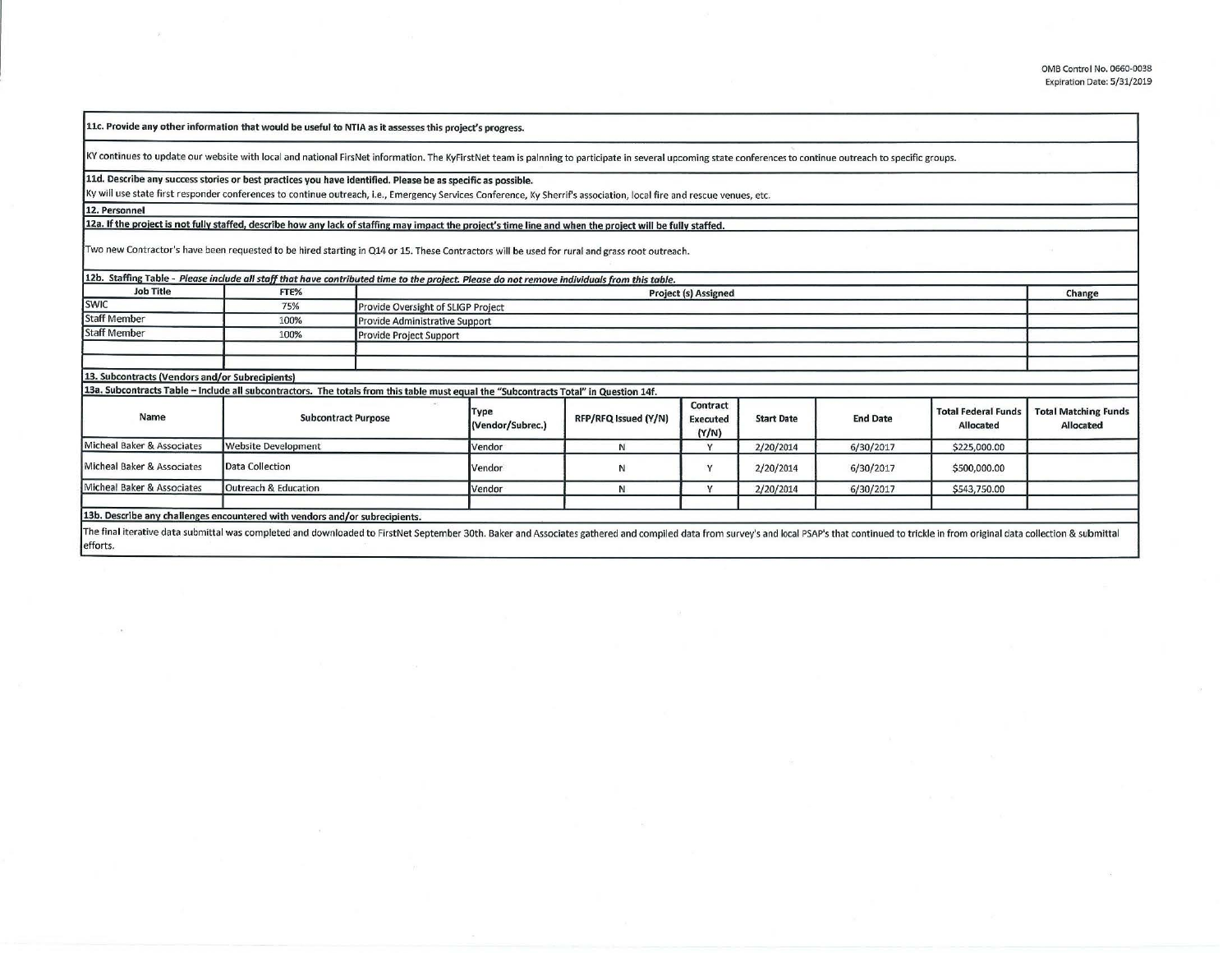**11c. Provide any other information that would be useful to NTIA as it assesses this project's progress.**

KY continues to update our website with local and national FirsNet information. The KyFirstNet team is palnning to participate in several upcoming state conferences to continue outreach to specific groups.

**11d. Describe any success stories or best practices you have identified. Please be as specific as possible.**

Ky will use state first responder conferences to continue outreach, i.e., Emergency Services Conference, Ky Sherrif's association, local fire and rescue venues, etc.

**12. Personnel**

**12a. If the project is not fully staffed, describe how any lack of staffing may impact the project's time line and when the project will be fully staffed.**

Two new Contractor's have been requested to be hired starting in Q14 or 15. These Contractors will be used for rural and grass root outreach.

**12b. Staffing Table** - *Please include all staff that have contributed time to the project. Please do not remove individuals from this table.*

| Job Title | FTE% | Project (s) Assigned | Change |
|---|---|---|---|
| SWIC | 75% | Provide Oversight of SLIGP Project | |
| Staff Member | 100% | Provide Administrative Support | |
| Staff Member | 100% | Provide Project Support | |
| | | | |
| | | | |

**13. Subcontracts (Vendors and/or Subrecipients)**

**13a. Subcontracts Table – Include all subcontractors. The totals from this table must equal the "Subcontracts Total" in Question 14f.**

| Name | Subcontract Purpose | Type (Vendor/Subrec.) | RFP/RFQ Issued (Y/N) | Contract Executed (Y/N) | Start Date | End Date | Total Federal Funds Allocated | Total Matching Funds Allocated |
|---|---|---|---|---|---|---|---|---|
| Micheal Baker & Associates | Website Development | Vendor | N | Y | 2/20/2014 | 6/30/2017 | $225,000.00 | |
| Micheal Baker & Associates | Data Collection | Vendor | N | Y | 2/20/2014 | 6/30/2017 | $500,000.00 | |
| Micheal Baker & Associates | Outreach & Education | Vendor | N | Y | 2/20/2014 | 6/30/2017 | $543,750.00 | |
| | | | | | | | | |

**13b. Describe any challenges encountered with vendors and/or subrecipients.**

The final iterative data submittal was completed and downloaded to FirstNet September 30th. Baker and Associates gathered and compiled data from survey's and local PSAP's that continued to trickle in from original data collection & submittal efforts.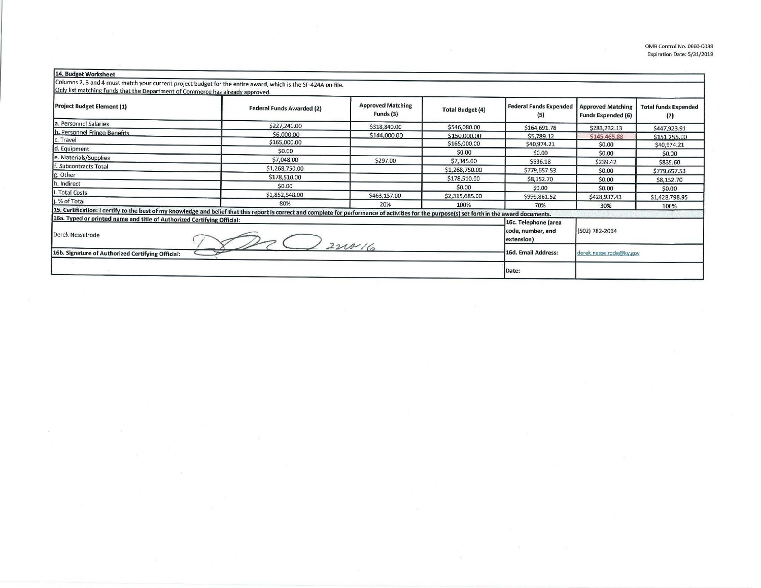OMB Control No. 0660-0038
Expiration Date: 5/31/2019

**14. Budget Worksheet**

Columns 2, 3 and 4 must match your current project budget for the entire award, which is the SF-424A on file.
Only list matching funds that the Department of Commerce has already approved.

| Project Budget Element (1) | Federal Funds Awarded (2) | Approved Matching Funds (3) | Total Budget (4) | Federal Funds Expended (5) | Approved Matching Funds Expended (6) | Total funds Expended (7) |
|---|---|---|---|---|---|---|
| a. Personnel Salaries | $227,240.00 | $318,840.00 | $546,080.00 | $164,691.78 | $283,232.13 | $447,923.91 |
| b. Personnel Fringe Benefits | $6,000.00 | $144,000.00 | $150,000.00 | $5,789.12 | $145,465.88 | $151,255.00 |
| c. Travel | $165,000.00 | | $165,000.00 | $40,974.21 | $0.00 | $40,974.21 |
| d. Equipment | $0.00 | | $0.00 | $0.00 | $0.00 | $0.00 |
| e. Materials/Supplies | $7,048.00 | $297.00 | $7,345.00 | $596.18 | $239.42 | $835.60 |
| f. Subcontracts Total | $1,268,750.00 | | $1,268,750.00 | $779,657.53 | $0.00 | $779,657.53 |
| g. Other | $178,510.00 | | $178,510.00 | $8,152.70 | $0.00 | $8,152.70 |
| h. Indirect | $0.00 | | $0.00 | $0.00 | $0.00 | $0.00 |
| i. Total Costs | $1,852,548.00 | $463,137.00 | $2,315,685.00 | $999,861.52 | $428,937.43 | $1,428,798.95 |
| j. % of Total | 80% | 20% | 100% | 70% | 30% | 100% |

**15. Certification: I certify to the best of my knowledge and belief that this report is correct and complete for performance of activities for the purpose(s) set forth in the award documents.**

| | | | |
|---|---|---|---|
| **16a. Typed or printed name and title of Authorized Certifying Official:** Derek Nesselrode | | 16c. Telephone (area code, number, and extension) | (502) 782-2064 |
| **16b. Signature of Authorized Certifying Official:** | 2/20/16 | 16d. Email Address: | derek.nesselrode@ky.gov |
| | | Date: | |